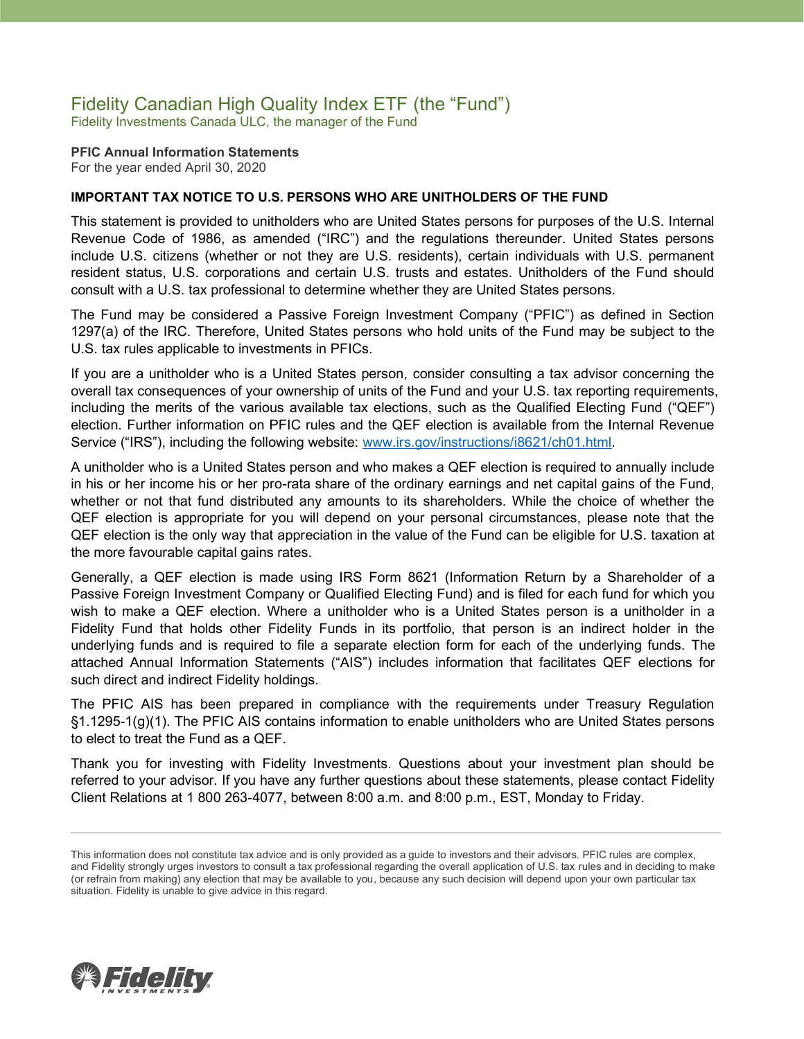# Fidelity Canadian High Quality Index ETF (the "Fund")

Fidelity Investments Canada ULC, the manager of the Fund

**PFIC Annual Information Statements**
For the year ended April 30, 2020

**IMPORTANT TAX NOTICE TO U.S. PERSONS WHO ARE UNITHOLDERS OF THE FUND**

This statement is provided to unitholders who are United States persons for purposes of the U.S. Internal Revenue Code of 1986, as amended ("IRC") and the regulations thereunder. United States persons include U.S. citizens (whether or not they are U.S. residents), certain individuals with U.S. permanent resident status, U.S. corporations and certain U.S. trusts and estates. Unitholders of the Fund should consult with a U.S. tax professional to determine whether they are United States persons.

The Fund may be considered a Passive Foreign Investment Company ("PFIC") as defined in Section 1297(a) of the IRC. Therefore, United States persons who hold units of the Fund may be subject to the U.S. tax rules applicable to investments in PFICs.

If you are a unitholder who is a United States person, consider consulting a tax advisor concerning the overall tax consequences of your ownership of units of the Fund and your U.S. tax reporting requirements, including the merits of the various available tax elections, such as the Qualified Electing Fund ("QEF") election. Further information on PFIC rules and the QEF election is available from the Internal Revenue Service ("IRS"), including the following website: [www.irs.gov/instructions/i8621/ch01.html](www.irs.gov/instructions/i8621/ch01.html).

A unitholder who is a United States person and who makes a QEF election is required to annually include in his or her income his or her pro-rata share of the ordinary earnings and net capital gains of the Fund, whether or not that fund distributed any amounts to its shareholders. While the choice of whether the QEF election is appropriate for you will depend on your personal circumstances, please note that the QEF election is the only way that appreciation in the value of the Fund can be eligible for U.S. taxation at the more favourable capital gains rates.

Generally, a QEF election is made using IRS Form 8621 (Information Return by a Shareholder of a Passive Foreign Investment Company or Qualified Electing Fund) and is filed for each fund for which you wish to make a QEF election. Where a unitholder who is a United States person is a unitholder in a Fidelity Fund that holds other Fidelity Funds in its portfolio, that person is an indirect holder in the underlying funds and is required to file a separate election form for each of the underlying funds. The attached Annual Information Statements ("AIS") includes information that facilitates QEF elections for such direct and indirect Fidelity holdings.

The PFIC AIS has been prepared in compliance with the requirements under Treasury Regulation §1.1295-1(g)(1). The PFIC AIS contains information to enable unitholders who are United States persons to elect to treat the Fund as a QEF.

Thank you for investing with Fidelity Investments. Questions about your investment plan should be referred to your advisor. If you have any further questions about these statements, please contact Fidelity Client Relations at 1 800 263-4077, between 8:00 a.m. and 8:00 p.m., EST, Monday to Friday.

---

This information does not constitute tax advice and is only provided as a guide to investors and their advisors. PFIC rules are complex, and Fidelity strongly urges investors to consult a tax professional regarding the overall application of U.S. tax rules and in deciding to make (or refrain from making) any election that may be available to you, because any such decision will depend upon your own particular tax situation. Fidelity is unable to give advice in this regard.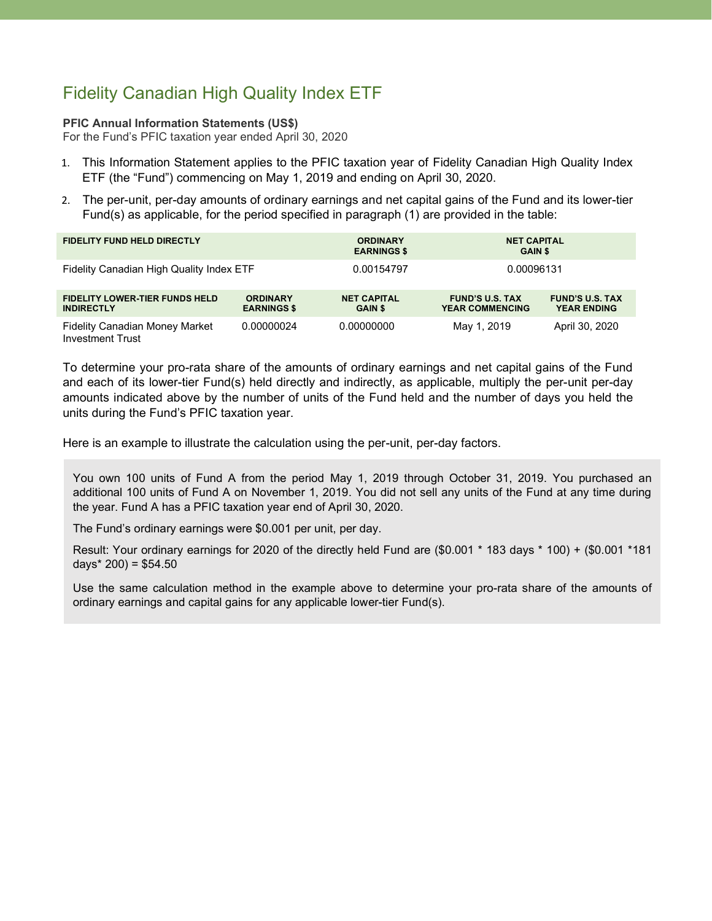# Fidelity Canadian High Quality Index ETF

**PFIC Annual Information Statements (US$)**
For the Fund's PFIC taxation year ended April 30, 2020

1. This Information Statement applies to the PFIC taxation year of Fidelity Canadian High Quality Index ETF (the "Fund") commencing on May 1, 2019 and ending on April 30, 2020.
2. The per-unit, per-day amounts of ordinary earnings and net capital gains of the Fund and its lower-tier Fund(s) as applicable, for the period specified in paragraph (1) are provided in the table:

| FIDELITY FUND HELD DIRECTLY | ORDINARY EARNINGS $ | NET CAPITAL GAIN $ |
|---|---|---|
| Fidelity Canadian High Quality Index ETF | 0.00154797 | 0.00096131 |

| FIDELITY LOWER-TIER FUNDS HELD INDIRECTLY | ORDINARY EARNINGS $ | NET CAPITAL GAIN $ | FUND'S U.S. TAX YEAR COMMENCING | FUND'S U.S. TAX YEAR ENDING |
|---|---|---|---|---|
| Fidelity Canadian Money Market Investment Trust | 0.00000024 | 0.00000000 | May 1, 2019 | April 30, 2020 |

To determine your pro-rata share of the amounts of ordinary earnings and net capital gains of the Fund and each of its lower-tier Fund(s) held directly and indirectly, as applicable, multiply the per-unit per-day amounts indicated above by the number of units of the Fund held and the number of days you held the units during the Fund's PFIC taxation year.

Here is an example to illustrate the calculation using the per-unit, per-day factors.

> You own 100 units of Fund A from the period May 1, 2019 through October 31, 2019. You purchased an additional 100 units of Fund A on November 1, 2019. You did not sell any units of the Fund at any time during the year. Fund A has a PFIC taxation year end of April 30, 2020.
>
> The Fund's ordinary earnings were $0.001 per unit, per day.
>
> Result: Your ordinary earnings for 2020 of the directly held Fund are ($0.001 * 183 days * 100) + ($0.001 *181 days* 200) = $54.50
>
> Use the same calculation method in the example above to determine your pro-rata share of the amounts of ordinary earnings and capital gains for any applicable lower-tier Fund(s).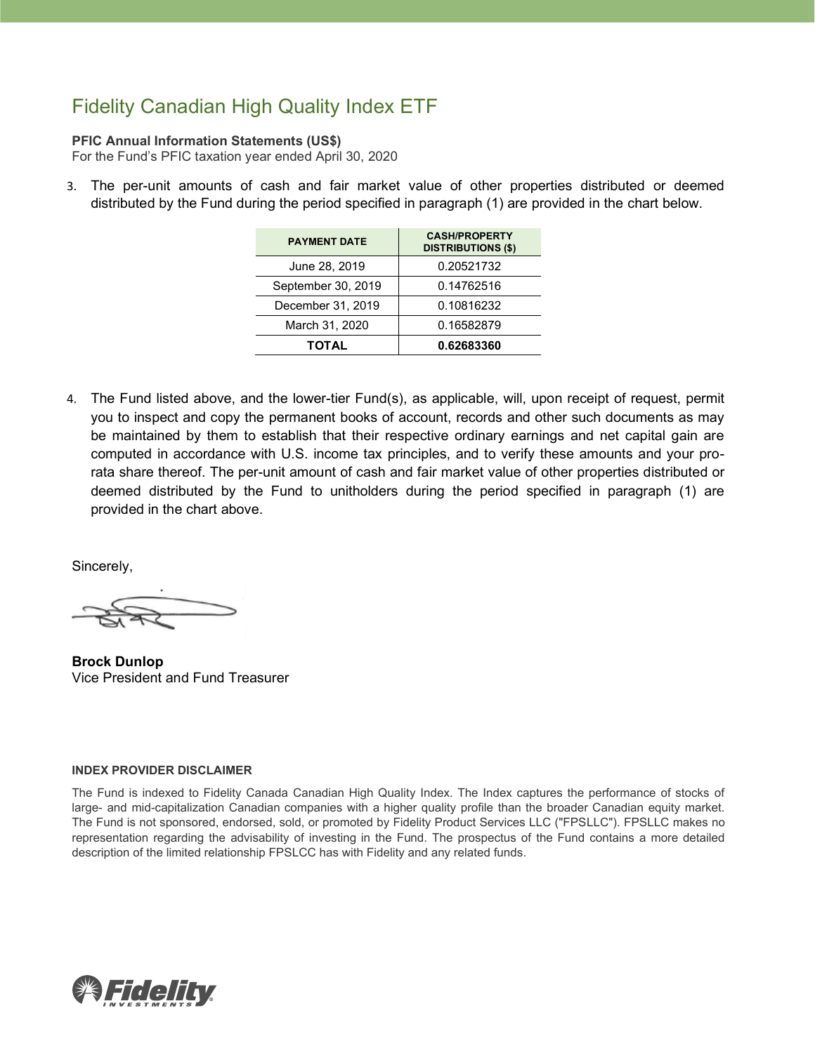# Fidelity Canadian High Quality Index ETF

**PFIC Annual Information Statements (US$)**
For the Fund's PFIC taxation year ended April 30, 2020

3. The per-unit amounts of cash and fair market value of other properties distributed or deemed distributed by the Fund during the period specified in paragraph (1) are provided in the chart below.

| PAYMENT DATE | CASH/PROPERTY DISTRIBUTIONS ($) |
|---|---|
| June 28, 2019 | 0.20521732 |
| September 30, 2019 | 0.14762516 |
| December 31, 2019 | 0.10816232 |
| March 31, 2020 | 0.16582879 |
| **TOTAL** | **0.62683360** |

4. The Fund listed above, and the lower-tier Fund(s), as applicable, will, upon receipt of request, permit you to inspect and copy the permanent books of account, records and other such documents as may be maintained by them to establish that their respective ordinary earnings and net capital gain are computed in accordance with U.S. income tax principles, and to verify these amounts and your pro-rata share thereof. The per-unit amount of cash and fair market value of other properties distributed or deemed distributed by the Fund to unitholders during the period specified in paragraph (1) are provided in the chart above.

Sincerely,

**Brock Dunlop**
Vice President and Fund Treasurer

**INDEX PROVIDER DISCLAIMER**

The Fund is indexed to Fidelity Canada Canadian High Quality Index. The Index captures the performance of stocks of large- and mid-capitalization Canadian companies with a higher quality profile than the broader Canadian equity market. The Fund is not sponsored, endorsed, sold, or promoted by Fidelity Product Services LLC ("FPSLLC"). FPSLLC makes no representation regarding the advisability of investing in the Fund. The prospectus of the Fund contains a more detailed description of the limited relationship FPSLCC has with Fidelity and any related funds.